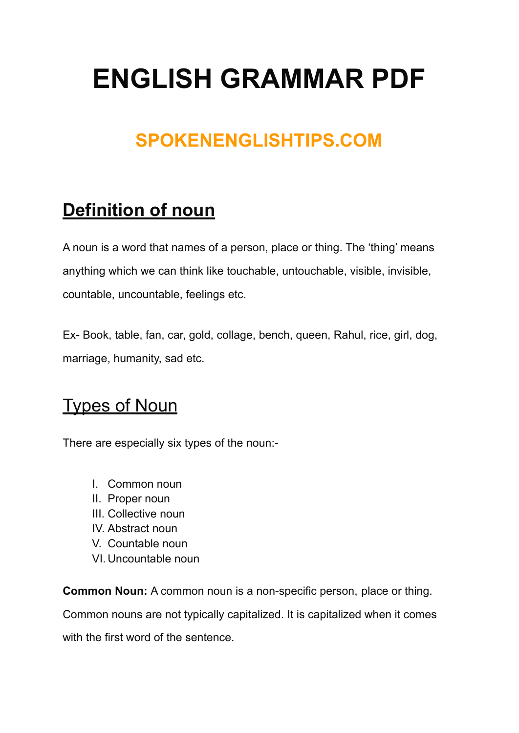# ENGLISH GRAMMAR PDF

## SPOKENENGLISHTIPS.COM

## Definition of noun

A noun is a word that names of a person, place or thing. The 'thing' means anything which we can think like touchable, untouchable, visible, invisible, countable, uncountable, feelings etc.

Ex- Book, table, fan, car, gold, collage, bench, queen, Rahul, rice, girl, dog, marriage, humanity, sad etc.

## Types of Noun

There are especially six types of the noun:-

I. Common noun
II. Proper noun
III. Collective noun
IV. Abstract noun
V. Countable noun
VI. Uncountable noun

**Common Noun:** A common noun is a non-specific person, place or thing. Common nouns are not typically capitalized. It is capitalized when it comes with the first word of the sentence.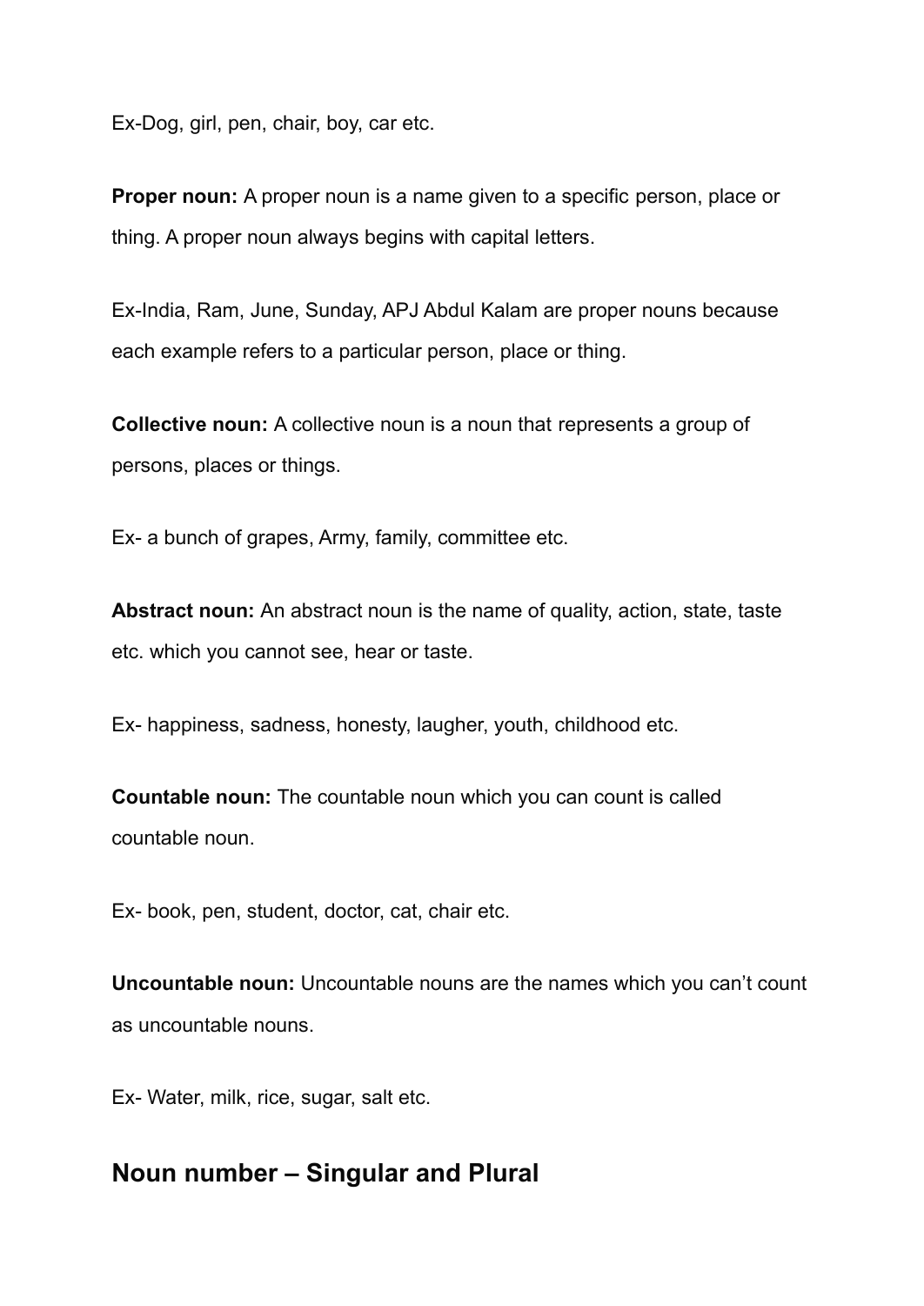Ex-Dog, girl, pen, chair, boy, car etc.

**Proper noun:** A proper noun is a name given to a specific person, place or thing. A proper noun always begins with capital letters.

Ex-India, Ram, June, Sunday, APJ Abdul Kalam are proper nouns because each example refers to a particular person, place or thing.

**Collective noun:** A collective noun is a noun that represents a group of persons, places or things.

Ex- a bunch of grapes, Army, family, committee etc.

**Abstract noun:** An abstract noun is the name of quality, action, state, taste etc. which you cannot see, hear or taste.

Ex- happiness, sadness, honesty, laugher, youth, childhood etc.

**Countable noun:** The countable noun which you can count is called countable noun.

Ex- book, pen, student, doctor, cat, chair etc.

**Uncountable noun:** Uncountable nouns are the names which you can't count as uncountable nouns.

Ex- Water, milk, rice, sugar, salt etc.

## Noun number – Singular and Plural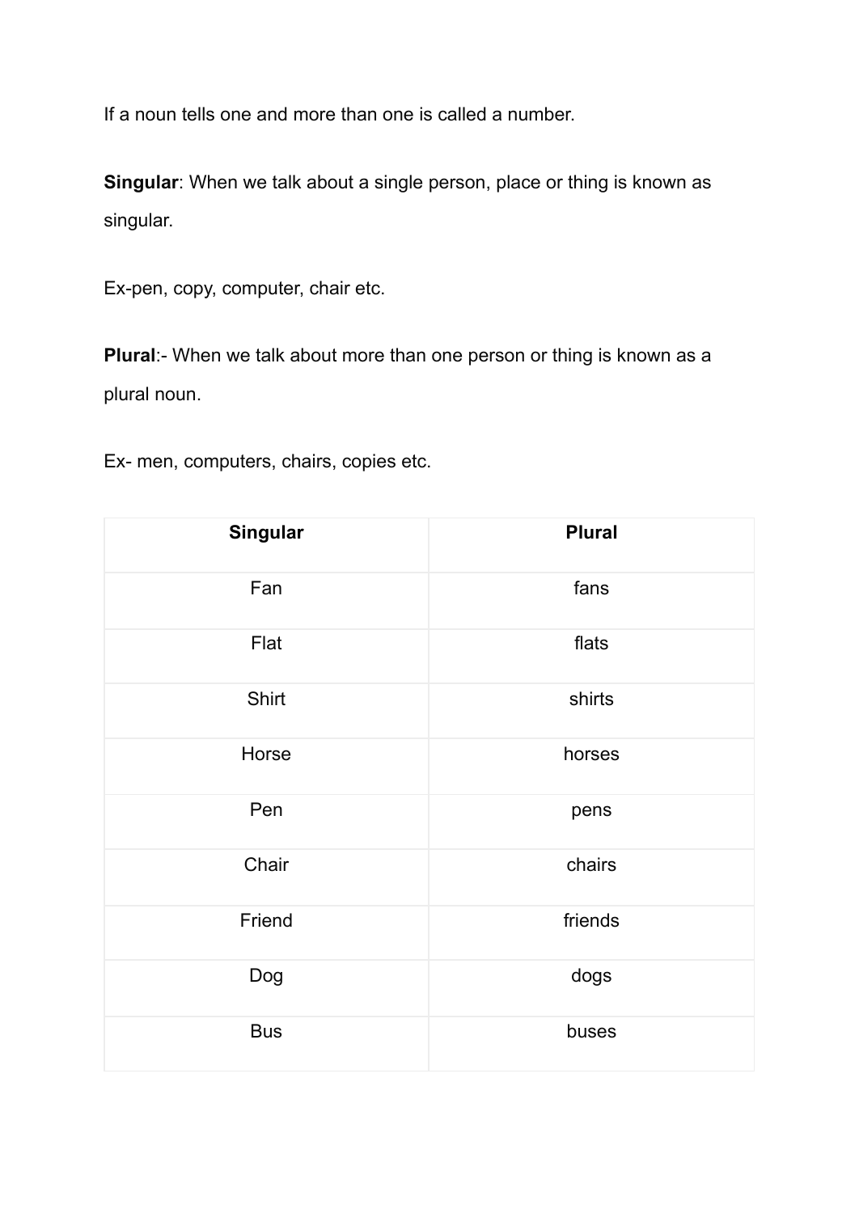If a noun tells one and more than one is called a number.

**Singular**: When we talk about a single person, place or thing is known as singular.

Ex-pen, copy, computer, chair etc.

**Plural**:- When we talk about more than one person or thing is known as a plural noun.

Ex- men, computers, chairs, copies etc.

| **Singular** | **Plural** |
|---|---|
| Fan | fans |
| Flat | flats |
| Shirt | shirts |
| Horse | horses |
| Pen | pens |
| Chair | chairs |
| Friend | friends |
| Dog | dogs |
| Bus | buses |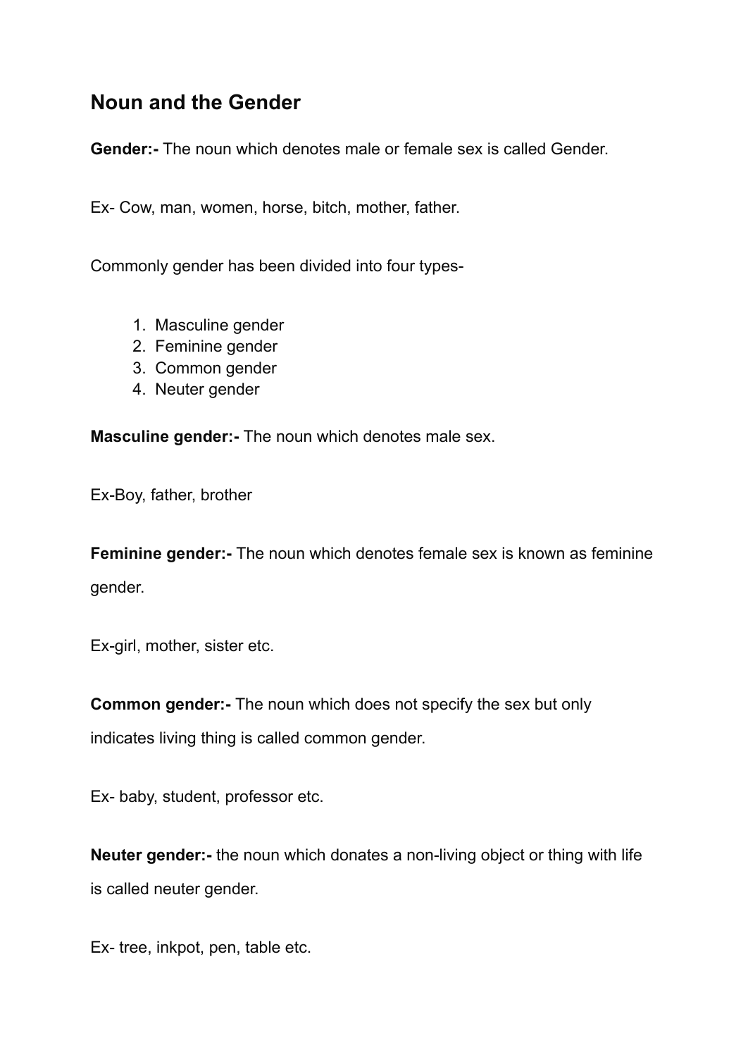## Noun and the Gender

**Gender:-** The noun which denotes male or female sex is called Gender.

Ex- Cow, man, women, horse, bitch, mother, father.

Commonly gender has been divided into four types-

1. Masculine gender
2. Feminine gender
3. Common gender
4. Neuter gender

**Masculine gender:-** The noun which denotes male sex.

Ex-Boy, father, brother

**Feminine gender:-** The noun which denotes female sex is known as feminine gender.

Ex-girl, mother, sister etc.

**Common gender:-** The noun which does not specify the sex but only indicates living thing is called common gender.

Ex- baby, student, professor etc.

**Neuter gender:-** the noun which donates a non-living object or thing with life is called neuter gender.

Ex- tree, inkpot, pen, table etc.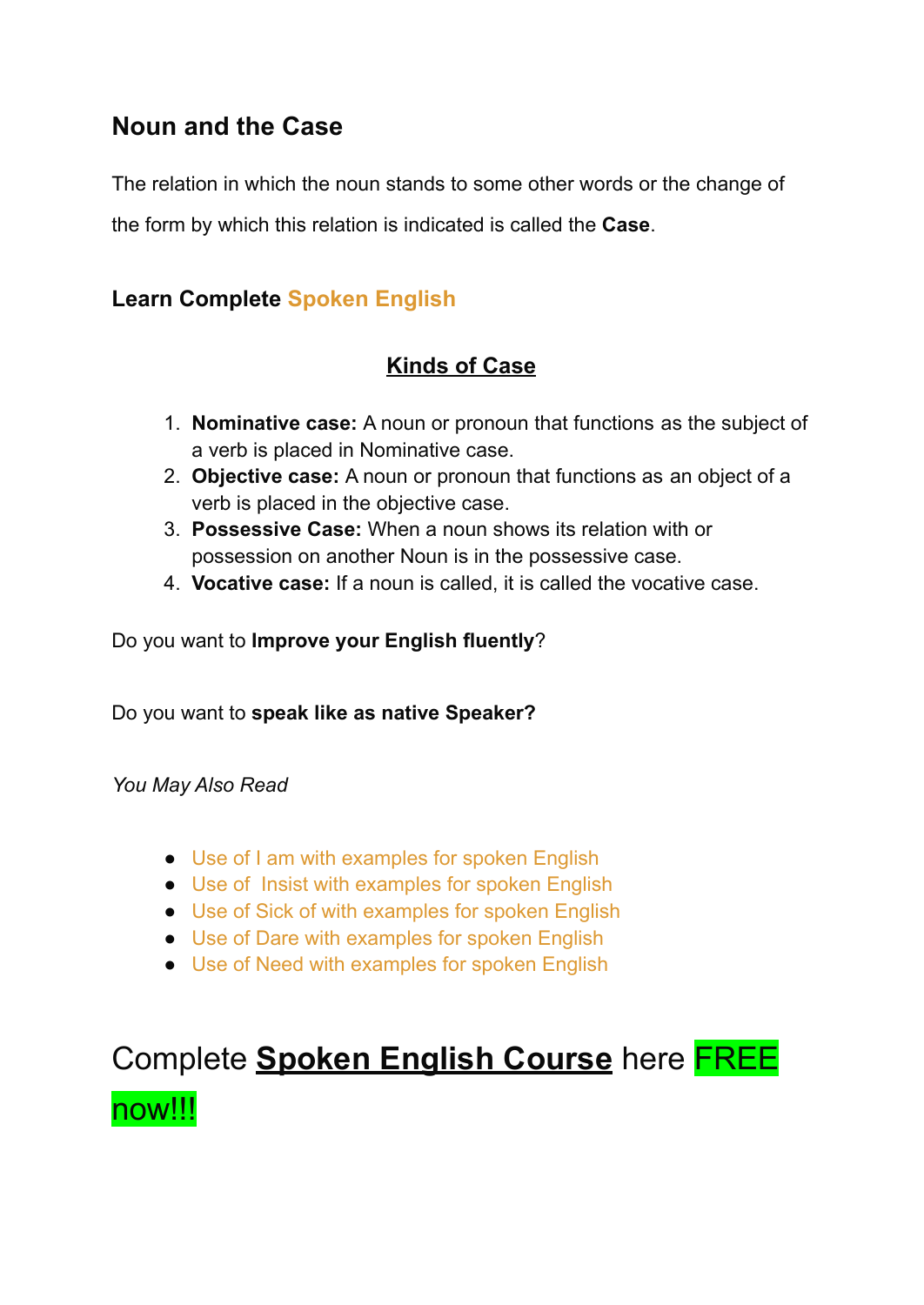## Noun and the Case

The relation in which the noun stands to some other words or the change of the form by which this relation is indicated is called the **Case**.

### Learn Complete Spoken English

**Kinds of Case**

1. **Nominative case:** A noun or pronoun that functions as the subject of a verb is placed in Nominative case.
2. **Objective case:** A noun or pronoun that functions as an object of a verb is placed in the objective case.
3. **Possessive Case:** When a noun shows its relation with or possession on another Noun is in the possessive case.
4. **Vocative case:** If a noun is called, it is called the vocative case.

Do you want to **Improve your English fluently**?

Do you want to **speak like as native Speaker?**

*You May Also Read*

- Use of I am with examples for spoken English
- Use of  Insist with examples for spoken English
- Use of Sick of with examples for spoken English
- Use of Dare with examples for spoken English
- Use of Need with examples for spoken English

# Complete **Spoken English Course** here FREE now!!!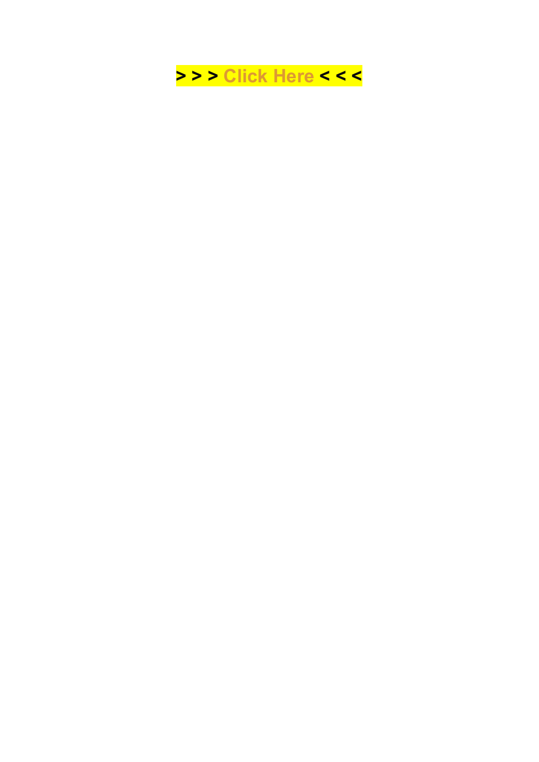**> > > Click Here < < <**